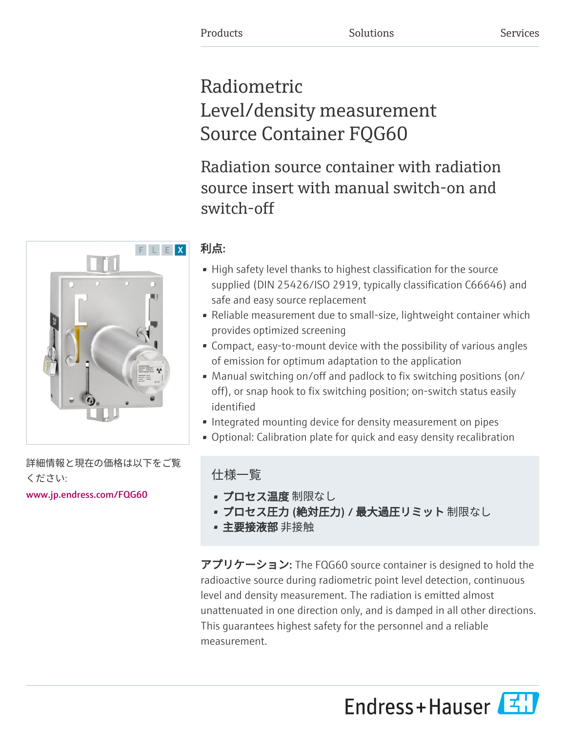Products Solutions Services

# Radiometric
# Level/density measurement
# Source Container FQG60

## Radiation source container with radiation source insert with manual switch-on and switch-off

### 利点:

- High safety level thanks to highest classification for the source supplied (DIN 25426/ISO 2919, typically classification C66646) and safe and easy source replacement
- Reliable measurement due to small-size, lightweight container which provides optimized screening
- Compact, easy-to-mount device with the possibility of various angles of emission for optimum adaptation to the application
- Manual switching on/off and padlock to fix switching positions (on/off), or snap hook to fix switching position; on-switch status easily identified
- Integrated mounting device for density measurement on pipes
- Optional: Calibration plate for quick and easy density recalibration

詳細情報と現在の価格は以下をご覧ください:
www.jp.endress.com/FQG60

### 仕様一覧

- **プロセス温度** 制限なし
- **プロセス圧力 (絶対圧力) / 最大過圧リミット** 制限なし
- **主要接液部** 非接触

**アプリケーション:** The FQG60 source container is designed to hold the radioactive source during radiometric point level detection, continuous level and density measurement. The radiation is emitted almost unattenuated in one direction only, and is damped in all other directions. This guarantees highest safety for the personnel and a reliable measurement.

Endress+Hauser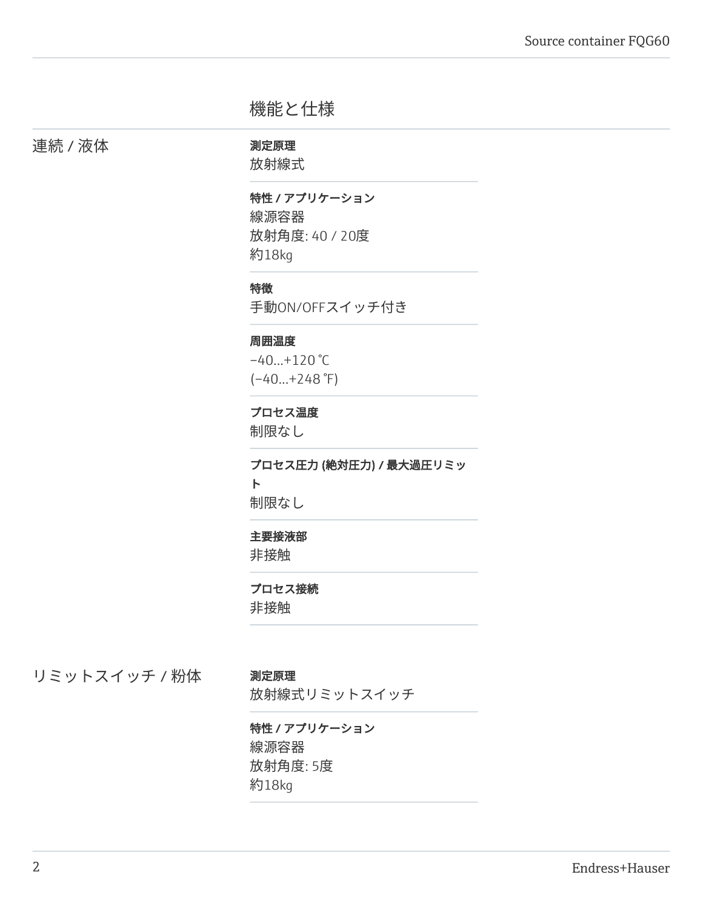## 機能と仕様

### 連続 / 液体

**測定原理**
放射線式

**特性 / アプリケーション**
線源容器
放射角度: 40 / 20度
約18kg

**特徴**
手動ON/OFFスイッチ付き

**周囲温度**
−40...+120 °C
(−40...+248 °F)

**プロセス温度**
制限なし

**プロセス圧力 (絶対圧力) / 最大過圧リミット**
制限なし

**主要接液部**
非接触

**プロセス接続**
非接触

### リミットスイッチ / 粉体

**測定原理**
放射線式リミットスイッチ

**特性 / アプリケーション**
線源容器
放射角度: 5度
約18kg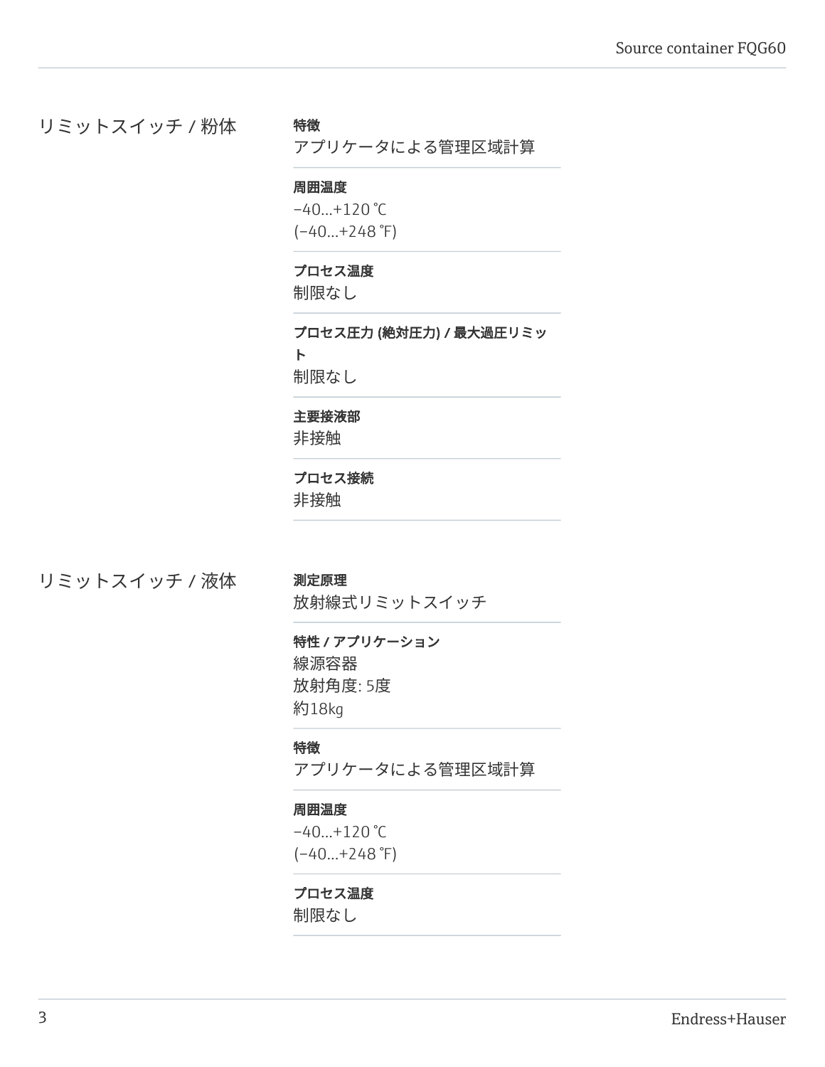## リミットスイッチ / 粉体

**特徴**
アプリケータによる管理区域計算

**周囲温度**
–40...+120 ℃
(–40...+248 ℉)

**プロセス温度**
制限なし

**プロセス圧力 (絶対圧力) / 最大過圧リミット**
制限なし

**主要接液部**
非接触

**プロセス接続**
非接触

## リミットスイッチ / 液体

**測定原理**
放射線式リミットスイッチ

**特性 / アプリケーション**
線源容器
放射角度: 5度
約18kg

**特徴**
アプリケータによる管理区域計算

**周囲温度**
–40...+120 ℃
(–40...+248 ℉)

**プロセス温度**
制限なし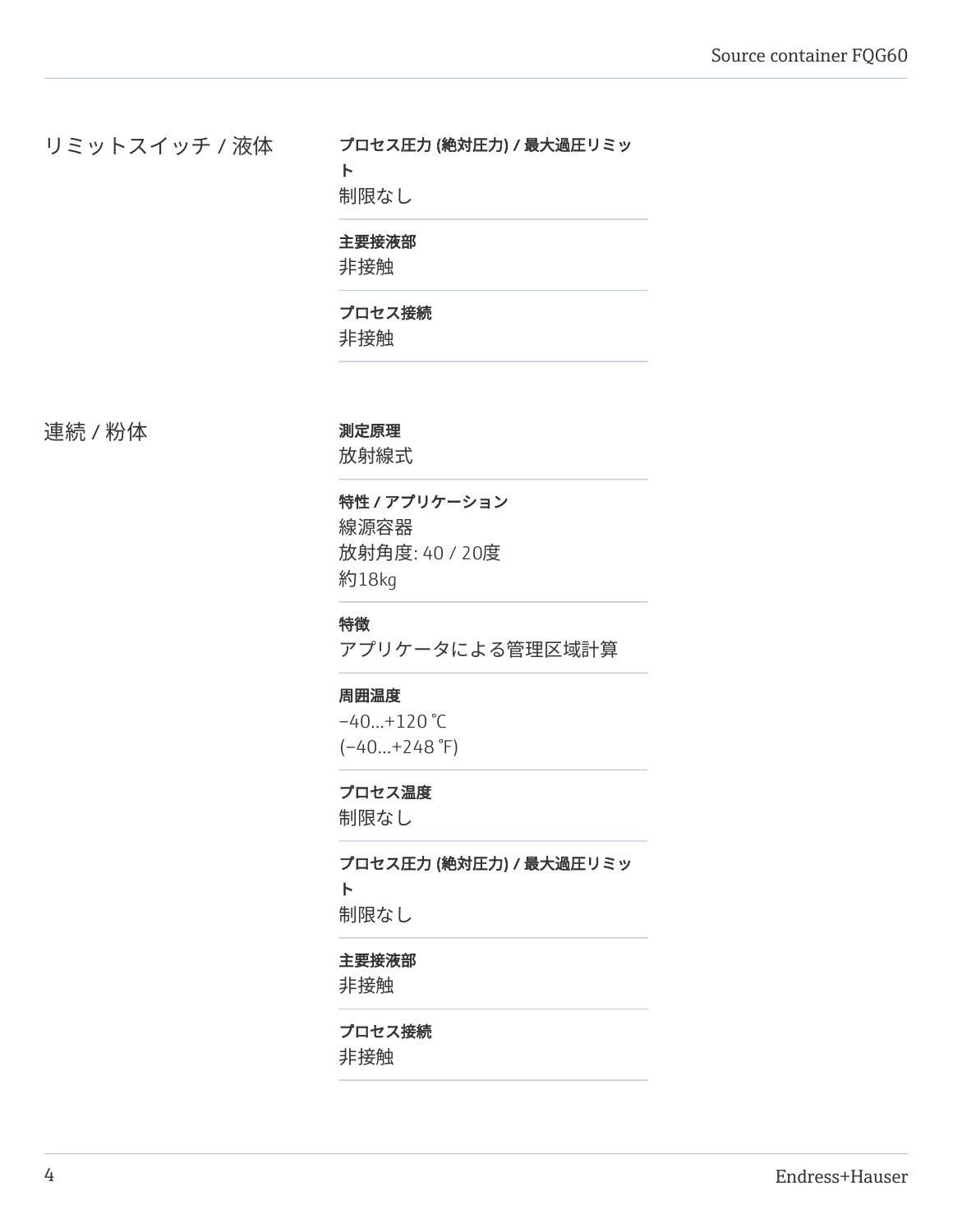## リミットスイッチ / 液体

**プロセス圧力 (絶対圧力) / 最大過圧リミット**
制限なし

**主要接液部**
非接触

**プロセス接続**
非接触

## 連続 / 粉体

**測定原理**
放射線式

**特性 / アプリケーション**
線源容器
放射角度: 40 / 20度
約18kg

**特徴**
アプリケータによる管理区域計算

**周囲温度**
–40...+120 °C
(–40...+248 °F)

**プロセス温度**
制限なし

**プロセス圧力 (絶対圧力) / 最大過圧リミット**
制限なし

**主要接液部**
非接触

**プロセス接続**
非接触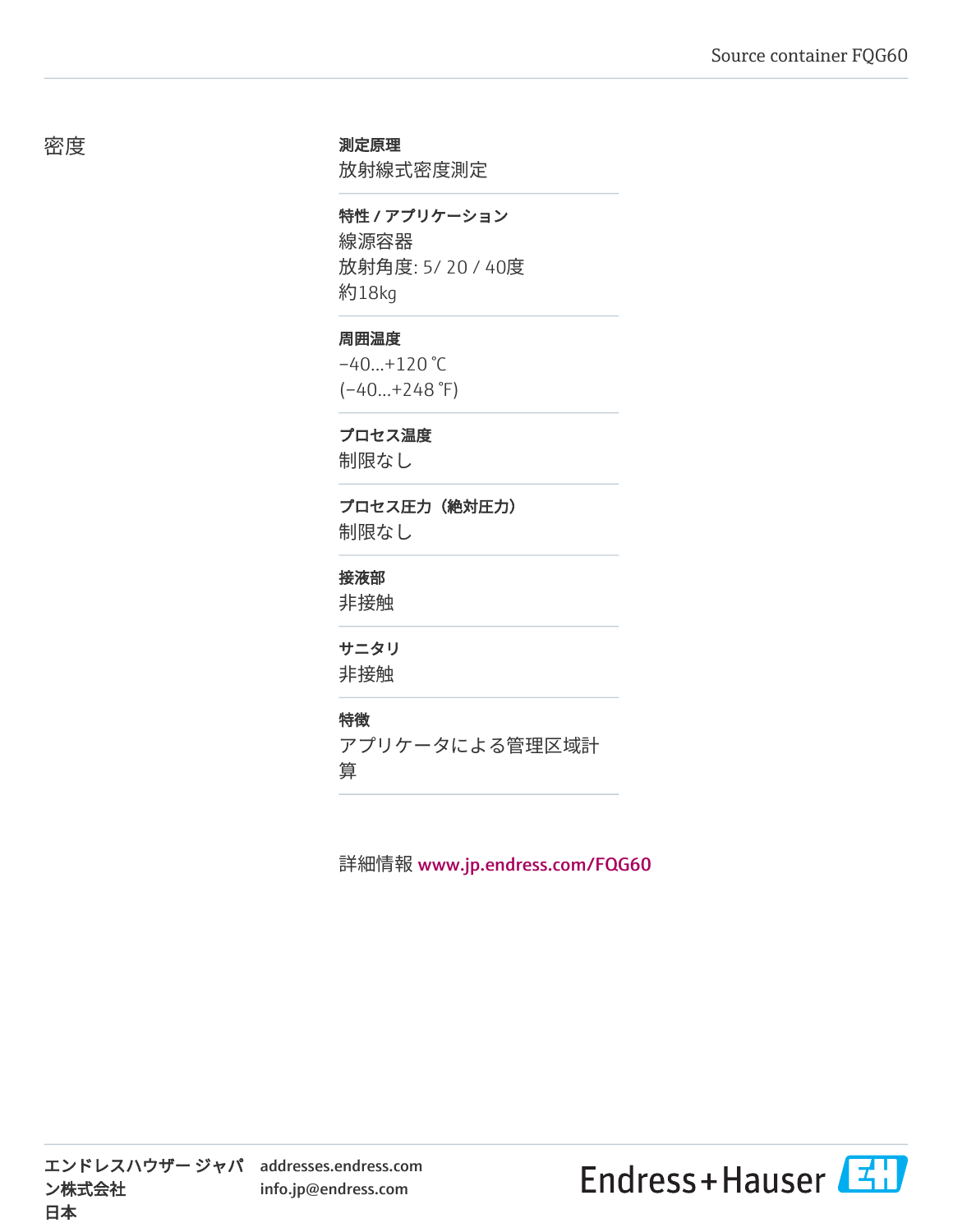## 密度

**測定原理**
放射線式密度測定

**特性 / アプリケーション**
線源容器
放射角度: 5/ 20 / 40度
約18kg

**周囲温度**
–40...+120 ℃
(–40...+248 °F)

**プロセス温度**
制限なし

**プロセス圧力（絶対圧力）**
制限なし

**接液部**
非接触

**サニタリ**
非接触

**特徴**
アプリケータによる管理区域計算

詳細情報 **www.jp.endress.com/FQG60**

**エンドレスハウザー ジャパン株式会社**
**日本**

addresses.endress.com
info.jp@endress.com